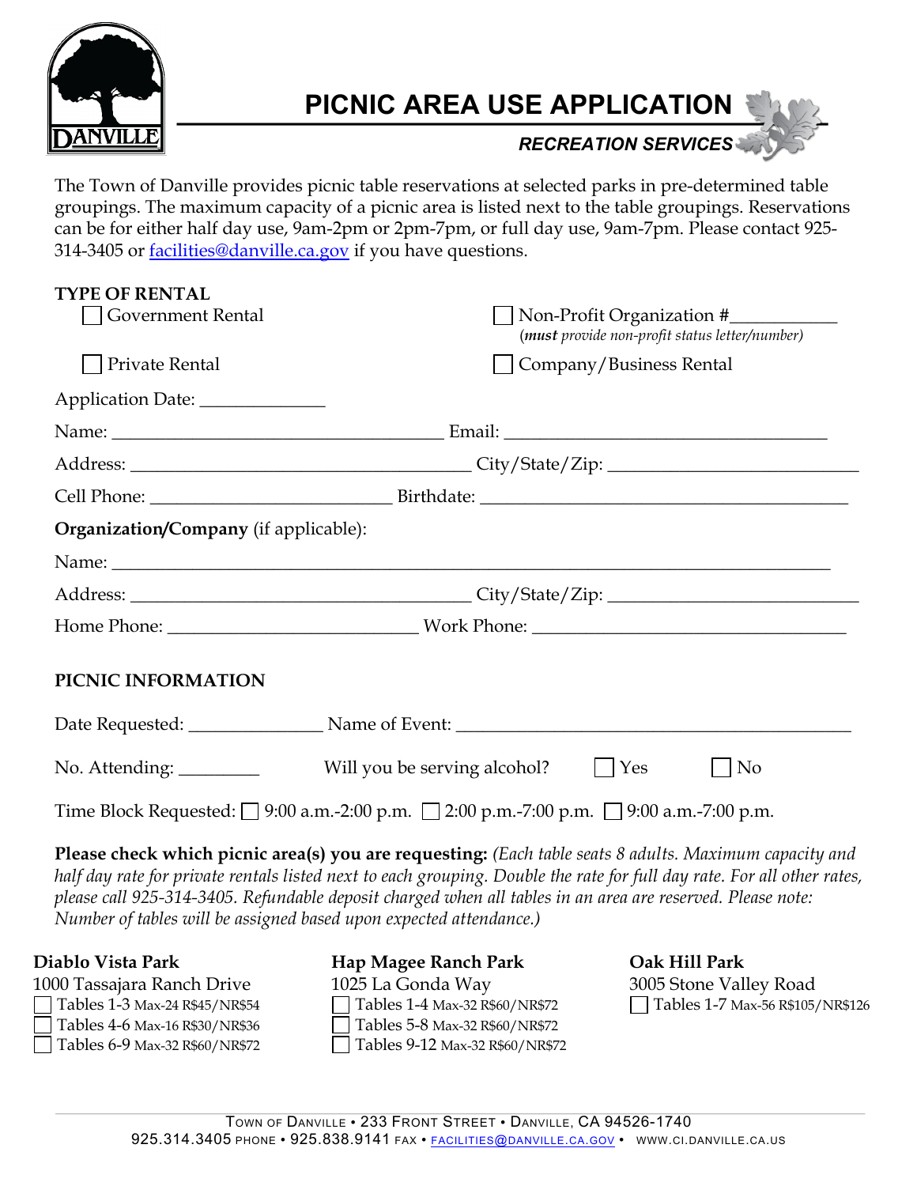# PICNIC AREA USE APPLICATION

*RECREATION SERVICES*

The Town of Danville provides picnic table reservations at selected parks in pre-determined table groupings. The maximum capacity of a picnic area is listed next to the table groupings. Reservations can be for either half day use, 9am-2pm or 2pm-7pm, or full day use, 9am-7pm. Please contact 925-314-3405 or facilities@danville.ca.gov if you have questions.

**TYPE OF RENTAL**

☐ Government Rental

☐ Non-Profit Organization #___________ (*must provide non-profit status letter/number*)

☐ Private Rental

☐ Company/Business Rental

Application Date: _____________

Name: ____________________________________ Email: ____________________________________

Address: ____________________________________ City/State/Zip: ____________________________

Cell Phone: _________________________ Birthdate: ________________________________________

**Organization/Company** (if applicable):

Name: ______________________________________________________________________________

Address: ____________________________________ City/State/Zip: ____________________________

Home Phone: __________________________ Work Phone: __________________________________

**PICNIC INFORMATION**

Date Requested: ______________ Name of Event: ________________________________________

No. Attending: ________ Will you be serving alcohol? ☐ Yes ☐ No

Time Block Requested: ☐ 9:00 a.m.-2:00 p.m. ☐ 2:00 p.m.-7:00 p.m. ☐ 9:00 a.m.-7:00 p.m.

**Please check which picnic area(s) you are requesting:** *(Each table seats 8 adults. Maximum capacity and half day rate for private rentals listed next to each grouping. Double the rate for full day rate. For all other rates, please call 925-314-3405. Refundable deposit charged when all tables in an area are reserved. Please note: Number of tables will be assigned based upon expected attendance.)*

**Diablo Vista Park**
1000 Tassajara Ranch Drive
- ☐ Tables 1-3 Max-24 R$45/NR$54
- ☐ Tables 4-6 Max-16 R$30/NR$36
- ☐ Tables 6-9 Max-32 R$60/NR$72

**Hap Magee Ranch Park**
1025 La Gonda Way
- ☐ Tables 1-4 Max-32 R$60/NR$72
- ☐ Tables 5-8 Max-32 R$60/NR$72
- ☐ Tables 9-12 Max-32 R$60/NR$72

**Oak Hill Park**
3005 Stone Valley Road
- ☐ Tables 1-7 Max-56 R$105/NR$126

Town of Danville • 233 Front Street • Danville, CA 94526-1740
925.314.3405 phone • 925.838.9141 fax • facilities@danville.ca.gov • www.ci.danville.ca.us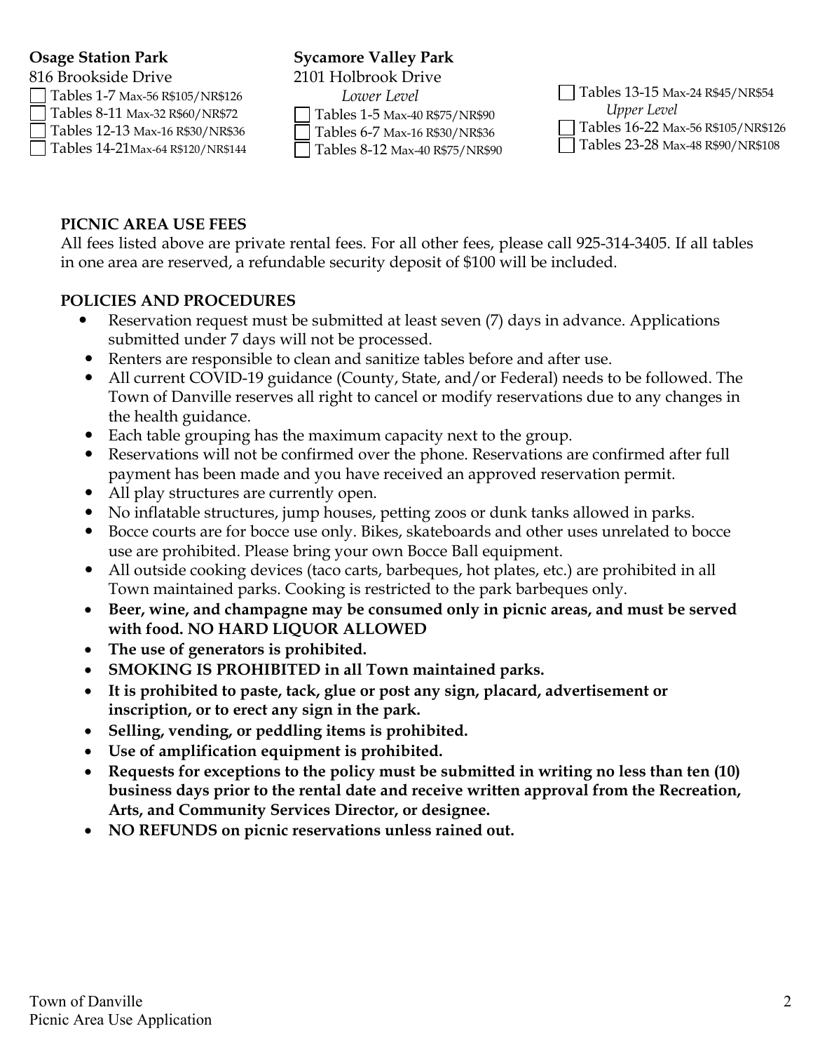**Osage Station Park**
816 Brookside Drive

- ☐ Tables 1-7 Max-56 R$105/NR$126
- ☐ Tables 8-11 Max-32 R$60/NR$72
- ☐ Tables 12-13 Max-16 R$30/NR$36
- ☐ Tables 14-21 Max-64 R$120/NR$144

**Sycamore Valley Park**
2101 Holbrook Drive

*Lower Level*

- ☐ Tables 1-5 Max-40 R$75/NR$90
- ☐ Tables 6-7 Max-16 R$30/NR$36
- ☐ Tables 8-12 Max-40 R$75/NR$90
- ☐ Tables 13-15 Max-24 R$45/NR$54

*Upper Level*

- ☐ Tables 16-22 Max-56 R$105/NR$126
- ☐ Tables 23-28 Max-48 R$90/NR$108

## PICNIC AREA USE FEES

All fees listed above are private rental fees. For all other fees, please call 925-314-3405. If all tables in one area are reserved, a refundable security deposit of $100 will be included.

## POLICIES AND PROCEDURES

- Reservation request must be submitted at least seven (7) days in advance. Applications submitted under 7 days will not be processed.
- Renters are responsible to clean and sanitize tables before and after use.
- All current COVID-19 guidance (County, State, and/or Federal) needs to be followed. The Town of Danville reserves all right to cancel or modify reservations due to any changes in the health guidance.
- Each table grouping has the maximum capacity next to the group.
- Reservations will not be confirmed over the phone. Reservations are confirmed after full payment has been made and you have received an approved reservation permit.
- All play structures are currently open.
- No inflatable structures, jump houses, petting zoos or dunk tanks allowed in parks.
- Bocce courts are for bocce use only. Bikes, skateboards and other uses unrelated to bocce use are prohibited. Please bring your own Bocce Ball equipment.
- All outside cooking devices (taco carts, barbeques, hot plates, etc.) are prohibited in all Town maintained parks. Cooking is restricted to the park barbeques only.
- **Beer, wine, and champagne may be consumed only in picnic areas, and must be served with food. NO HARD LIQUOR ALLOWED**
- **The use of generators is prohibited.**
- **SMOKING IS PROHIBITED in all Town maintained parks.**
- **It is prohibited to paste, tack, glue or post any sign, placard, advertisement or inscription, or to erect any sign in the park.**
- **Selling, vending, or peddling items is prohibited.**
- **Use of amplification equipment is prohibited.**
- **Requests for exceptions to the policy must be submitted in writing no less than ten (10) business days prior to the rental date and receive written approval from the Recreation, Arts, and Community Services Director, or designee.**
- **NO REFUNDS on picnic reservations unless rained out.**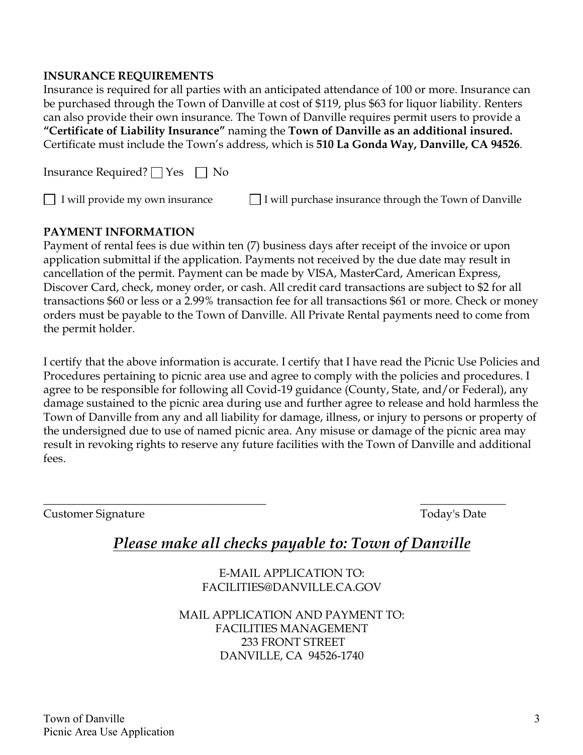## INSURANCE REQUIREMENTS

Insurance is required for all parties with an anticipated attendance of 100 or more. Insurance can be purchased through the Town of Danville at cost of $119, plus $63 for liquor liability. Renters can also provide their own insurance. The Town of Danville requires permit users to provide a **"Certificate of Liability Insurance"** naming the **Town of Danville as an additional insured.** Certificate must include the Town's address, which is **510 La Gonda Way, Danville, CA 94526**.

Insurance Required? ☐ Yes ☐ No

☐ I will provide my own insurance ☐ I will purchase insurance through the Town of Danville

## PAYMENT INFORMATION

Payment of rental fees is due within ten (7) business days after receipt of the invoice or upon application submittal if the application. Payments not received by the due date may result in cancellation of the permit. Payment can be made by VISA, MasterCard, American Express, Discover Card, check, money order, or cash. All credit card transactions are subject to $2 for all transactions $60 or less or a 2.99% transaction fee for all transactions $61 or more. Check or money orders must be payable to the Town of Danville. All Private Rental payments need to come from the permit holder.

I certify that the above information is accurate. I certify that I have read the Picnic Use Policies and Procedures pertaining to picnic area use and agree to comply with the policies and procedures. I agree to be responsible for following all Covid-19 guidance (County, State, and/or Federal), any damage sustained to the picnic area during use and further agree to release and hold harmless the Town of Danville from any and all liability for damage, illness, or injury to persons or property of the undersigned due to use of named picnic area. Any misuse or damage of the picnic area may result in revoking rights to reserve any future facilities with the Town of Danville and additional fees.

\_\_\_\_\_\_\_\_\_\_\_\_\_\_\_\_\_\_\_\_\_\_\_\_\_\_\_\_\_\_\_\_\_\_\_\_\_\_\_ \_\_\_\_\_\_\_\_\_\_\_\_\_\_\_
Customer Signature Today's Date

***Please make all checks payable to: Town of Danville***

E-MAIL APPLICATION TO:
FACILITIES@DANVILLE.CA.GOV

MAIL APPLICATION AND PAYMENT TO:
FACILITIES MANAGEMENT
233 FRONT STREET
DANVILLE, CA 94526-1740